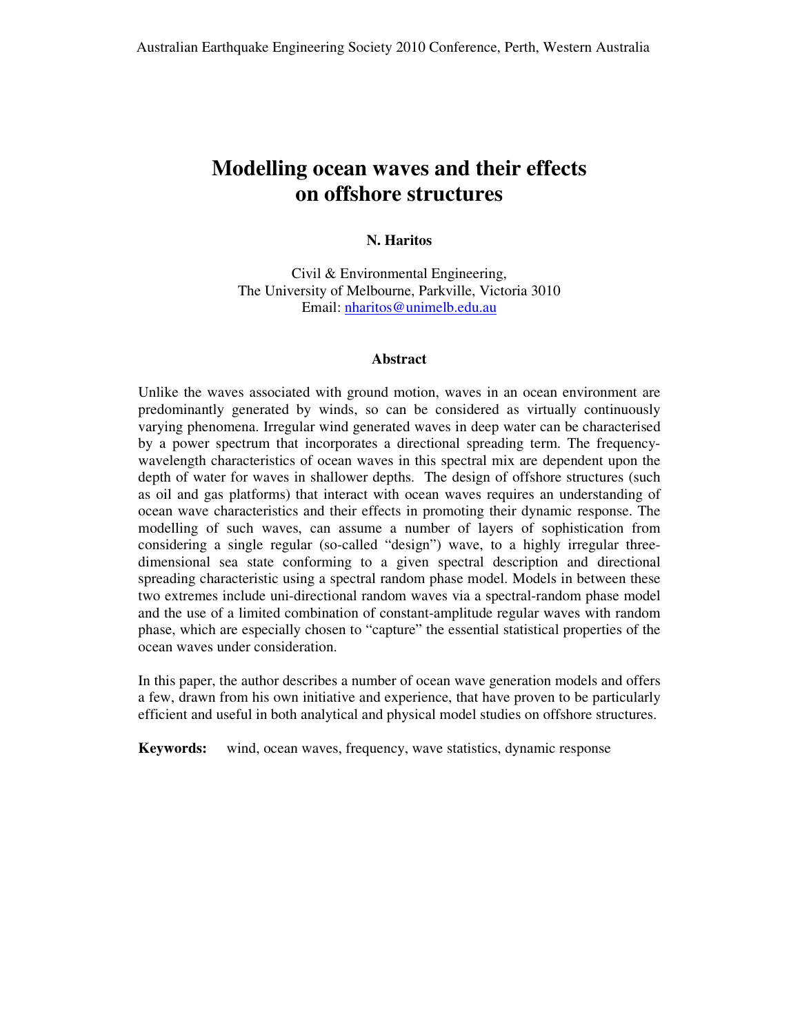# Modelling ocean waves and their effects on offshore structures

**N. Haritos**

Civil & Environmental Engineering,
The University of Melbourne, Parkville, Victoria 3010
Email: nharitos@unimelb.edu.au

## Abstract

Unlike the waves associated with ground motion, waves in an ocean environment are predominantly generated by winds, so can be considered as virtually continuously varying phenomena. Irregular wind generated waves in deep water can be characterised by a power spectrum that incorporates a directional spreading term. The frequency-wavelength characteristics of ocean waves in this spectral mix are dependent upon the depth of water for waves in shallower depths. The design of offshore structures (such as oil and gas platforms) that interact with ocean waves requires an understanding of ocean wave characteristics and their effects in promoting their dynamic response. The modelling of such waves, can assume a number of layers of sophistication from considering a single regular (so-called "design") wave, to a highly irregular three-dimensional sea state conforming to a given spectral description and directional spreading characteristic using a spectral random phase model. Models in between these two extremes include uni-directional random waves via a spectral-random phase model and the use of a limited combination of constant-amplitude regular waves with random phase, which are especially chosen to "capture" the essential statistical properties of the ocean waves under consideration.

In this paper, the author describes a number of ocean wave generation models and offers a few, drawn from his own initiative and experience, that have proven to be particularly efficient and useful in both analytical and physical model studies on offshore structures.

**Keywords:** wind, ocean waves, frequency, wave statistics, dynamic response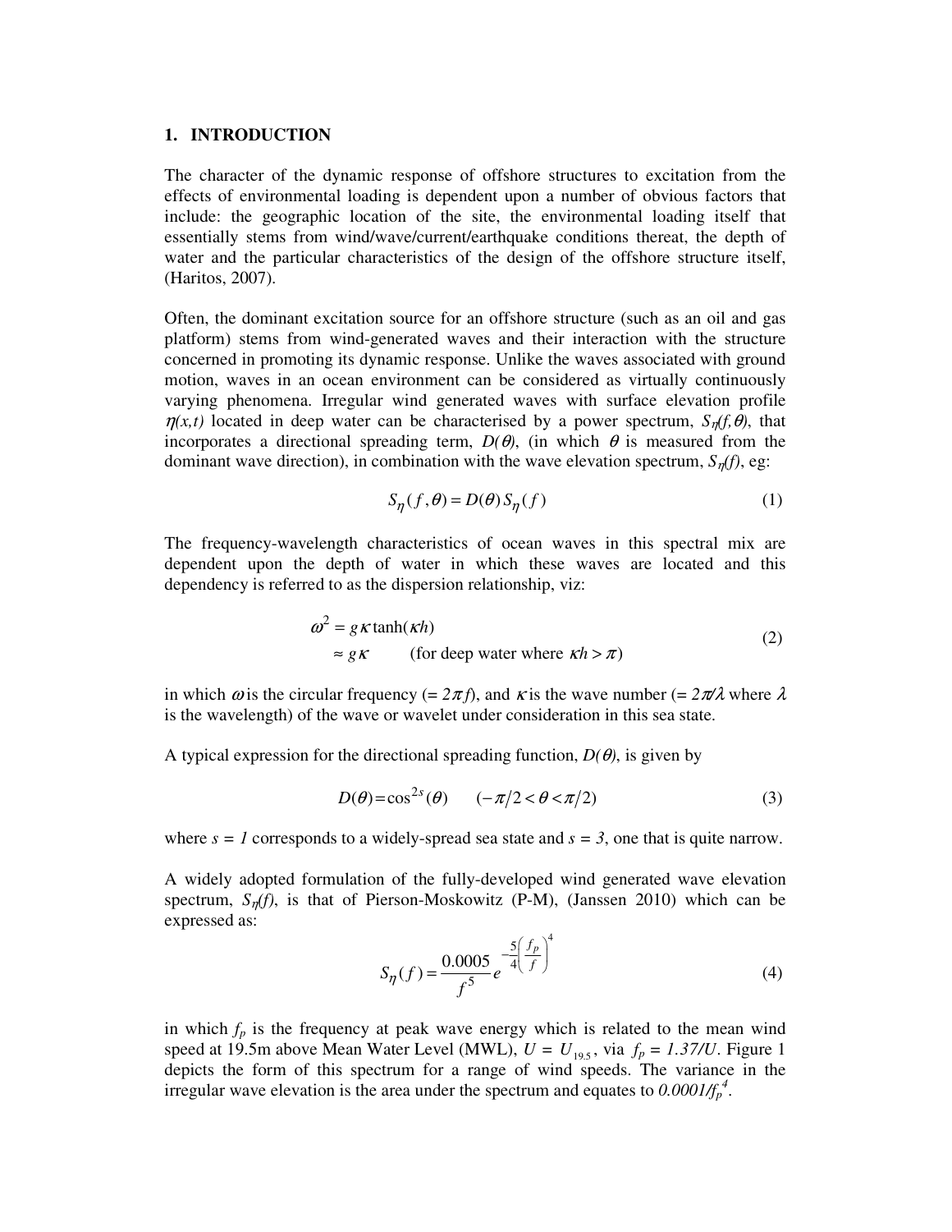## 1. INTRODUCTION

The character of the dynamic response of offshore structures to excitation from the effects of environmental loading is dependent upon a number of obvious factors that include: the geographic location of the site, the environmental loading itself that essentially stems from wind/wave/current/earthquake conditions thereat, the depth of water and the particular characteristics of the design of the offshore structure itself, (Haritos, 2007).

Often, the dominant excitation source for an offshore structure (such as an oil and gas platform) stems from wind-generated waves and their interaction with the structure concerned in promoting its dynamic response. Unlike the waves associated with ground motion, waves in an ocean environment can be considered as virtually continuously varying phenomena. Irregular wind generated waves with surface elevation profile $\eta(x,t)$ located in deep water can be characterised by a power spectrum, $S_\eta(f,\theta)$, that incorporates a directional spreading term, $D(\theta)$, (in which $\theta$ is measured from the dominant wave direction), in combination with the wave elevation spectrum, $S_\eta(f)$, eg:

$$S_\eta(f,\theta) = D(\theta)\, S_\eta(f) \tag{1}$$

The frequency-wavelength characteristics of ocean waves in this spectral mix are dependent upon the depth of water in which these waves are located and this dependency is referred to as the dispersion relationship, viz:

$$\begin{aligned} \omega^2 &= g\kappa \tanh(\kappa h) \\ &\approx g\kappa \qquad \text{(for deep water where } \kappa h > \pi) \end{aligned} \tag{2}$$

in which $\omega$ is the circular frequency (= $2\pi f$), and $\kappa$ is the wave number (= $2\pi/\lambda$ where $\lambda$ is the wavelength) of the wave or wavelet under consideration in this sea state.

A typical expression for the directional spreading function, $D(\theta)$, is given by

$$D(\theta) = \cos^{2s}(\theta) \qquad (-\pi/2 < \theta < \pi/2) \tag{3}$$

where $s = 1$ corresponds to a widely-spread sea state and $s = 3$, one that is quite narrow.

A widely adopted formulation of the fully-developed wind generated wave elevation spectrum, $S_\eta(f)$, is that of Pierson-Moskowitz (P-M), (Janssen 2010) which can be expressed as:

$$S_\eta(f) = \frac{0.0005}{f^5} e^{-\frac{5}{4}\left(\frac{f_p}{f}\right)^4} \tag{4}$$

in which $f_p$ is the frequency at peak wave energy which is related to the mean wind speed at 19.5m above Mean Water Level (MWL), $U = U_{19.5}$, via $f_p = 1.37/U$. Figure 1 depicts the form of this spectrum for a range of wind speeds. The variance in the irregular wave elevation is the area under the spectrum and equates to $0.0001/f_p^4$.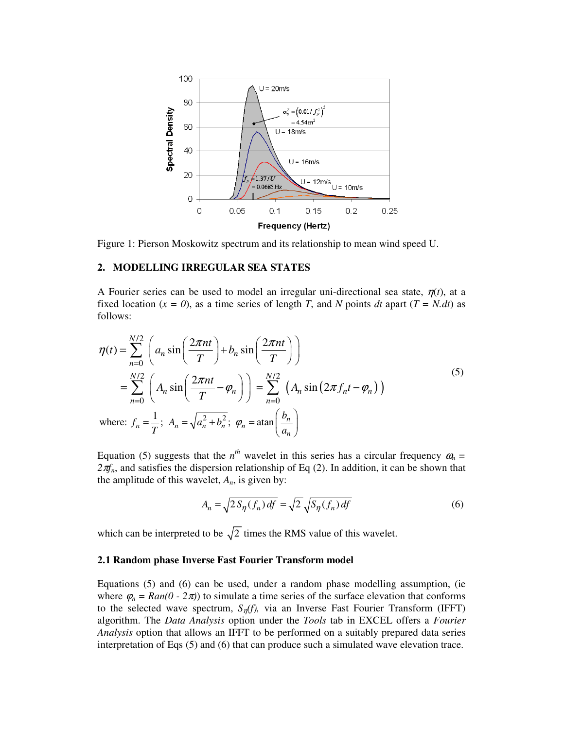Figure 1: Pierson Moskowitz spectrum and its relationship to mean wind speed U.

## 2. MODELLING IRREGULAR SEA STATES

A Fourier series can be used to model an irregular uni-directional sea state, $\eta(t)$, at a fixed location ($x = 0$), as a time series of length $T$, and $N$ points $dt$ apart ($T = N.dt$) as follows:

$$
\begin{aligned}
\eta(t) &= \sum_{n=0}^{N/2} \left( a_n \sin\left(\frac{2\pi nt}{T}\right) + b_n \sin\left(\frac{2\pi nt}{T}\right) \right) \\
&= \sum_{n=0}^{N/2} \left( A_n \sin\left(\frac{2\pi nt}{T} - \varphi_n\right) \right) = \sum_{n=0}^{N/2} \left( A_n \sin\left(2\pi f_n t - \varphi_n\right) \right)
\end{aligned}
\tag{5}
$$

$$
\text{where: } f_n = \frac{1}{T}; \; A_n = \sqrt{a_n^2 + b_n^2}; \; \varphi_n = \text{atan}\left(\frac{b_n}{a_n}\right)
$$

Equation (5) suggests that the $n^{th}$ wavelet in this series has a circular frequency $\omega_n = 2\pi f_n$, and satisfies the dispersion relationship of Eq (2). In addition, it can be shown that the amplitude of this wavelet, $A_n$, is given by:

$$
A_n = \sqrt{2 S_\eta(f_n)\, df} = \sqrt{2}\, \sqrt{S_\eta(f_n)\, df} \tag{6}
$$

which can be interpreted to be $\sqrt{2}$ times the RMS value of this wavelet.

### 2.1 Random phase Inverse Fast Fourier Transform model

Equations (5) and (6) can be used, under a random phase modelling assumption, (ie where $\varphi_n = Ran(0 - 2\pi)$) to simulate a time series of the surface elevation that conforms to the selected wave spectrum, $S_\eta(f)$, via an Inverse Fast Fourier Transform (IFFT) algorithm. The *Data Analysis* option under the *Tools* tab in EXCEL offers a *Fourier Analysis* option that allows an IFFT to be performed on a suitably prepared data series interpretation of Eqs (5) and (6) that can produce such a simulated wave elevation trace.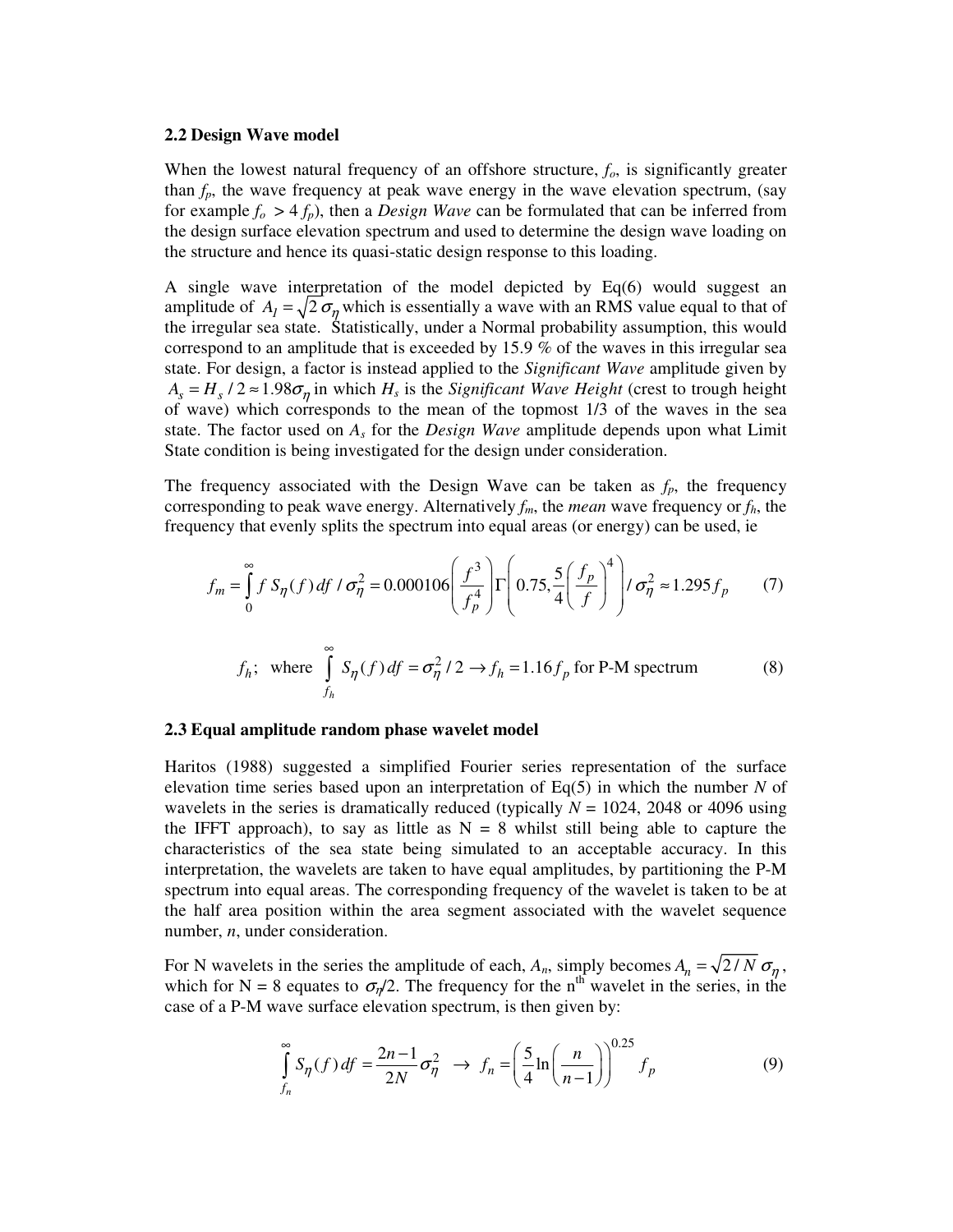### 2.2 Design Wave model

When the lowest natural frequency of an offshore structure, $f_o$, is significantly greater than $f_p$, the wave frequency at peak wave energy in the wave elevation spectrum, (say for example $f_o > 4 f_p$), then a *Design Wave* can be formulated that can be inferred from the design surface elevation spectrum and used to determine the design wave loading on the structure and hence its quasi-static design response to this loading.

A single wave interpretation of the model depicted by Eq(6) would suggest an amplitude of $A_I = \sqrt{2}\,\sigma_\eta$ which is essentially a wave with an RMS value equal to that of the irregular sea state. Statistically, under a Normal probability assumption, this would correspond to an amplitude that is exceeded by 15.9 % of the waves in this irregular sea state. For design, a factor is instead applied to the *Significant Wave* amplitude given by $A_s = H_s / 2 \approx 1.98\sigma_\eta$ in which $H_s$ is the *Significant Wave Height* (crest to trough height of wave) which corresponds to the mean of the topmost 1/3 of the waves in the sea state. The factor used on $A_s$ for the *Design Wave* amplitude depends upon what Limit State condition is being investigated for the design under consideration.

The frequency associated with the Design Wave can be taken as $f_p$, the frequency corresponding to peak wave energy. Alternatively $f_m$, the *mean* wave frequency or $f_h$, the frequency that evenly splits the spectrum into equal areas (or energy) can be used, ie

$$f_m = \int_0^\infty f\, S_\eta(f)\, df \,/\, \sigma_\eta^2 = 0.000106\left(\frac{f^3}{f_p^4}\right)\Gamma\left(0.75, \frac{5}{4}\left(\frac{f_p}{f}\right)^4\right) / \sigma_\eta^2 \approx 1.295 f_p \qquad (7)$$

$$f_h;\ \text{ where } \int_{f_h}^{\infty} S_\eta(f)\, df = \sigma_\eta^2 / 2 \rightarrow f_h = 1.16 f_p \text{ for P-M spectrum} \qquad (8)$$

### 2.3 Equal amplitude random phase wavelet model

Haritos (1988) suggested a simplified Fourier series representation of the surface elevation time series based upon an interpretation of Eq(5) in which the number $N$ of wavelets in the series is dramatically reduced (typically $N$ = 1024, 2048 or 4096 using the IFFT approach), to say as little as N = 8 whilst still being able to capture the characteristics of the sea state being simulated to an acceptable accuracy. In this interpretation, the wavelets are taken to have equal amplitudes, by partitioning the P-M spectrum into equal areas. The corresponding frequency of the wavelet is taken to be at the half area position within the area segment associated with the wavelet sequence number, $n$, under consideration.

For N wavelets in the series the amplitude of each, $A_n$, simply becomes $A_n = \sqrt{2/N}\,\sigma_\eta$, which for N = 8 equates to $\sigma_\eta/2$. The frequency for the n[th] wavelet in the series, in the case of a P-M wave surface elevation spectrum, is then given by:

$$\int_{f_n}^{\infty} S_\eta(f)\, df = \frac{2n-1}{2N}\sigma_\eta^2 \ \rightarrow\ f_n = \left(\frac{5}{4}\ln\left(\frac{n}{n-1}\right)\right)^{0.25} f_p \qquad (9)$$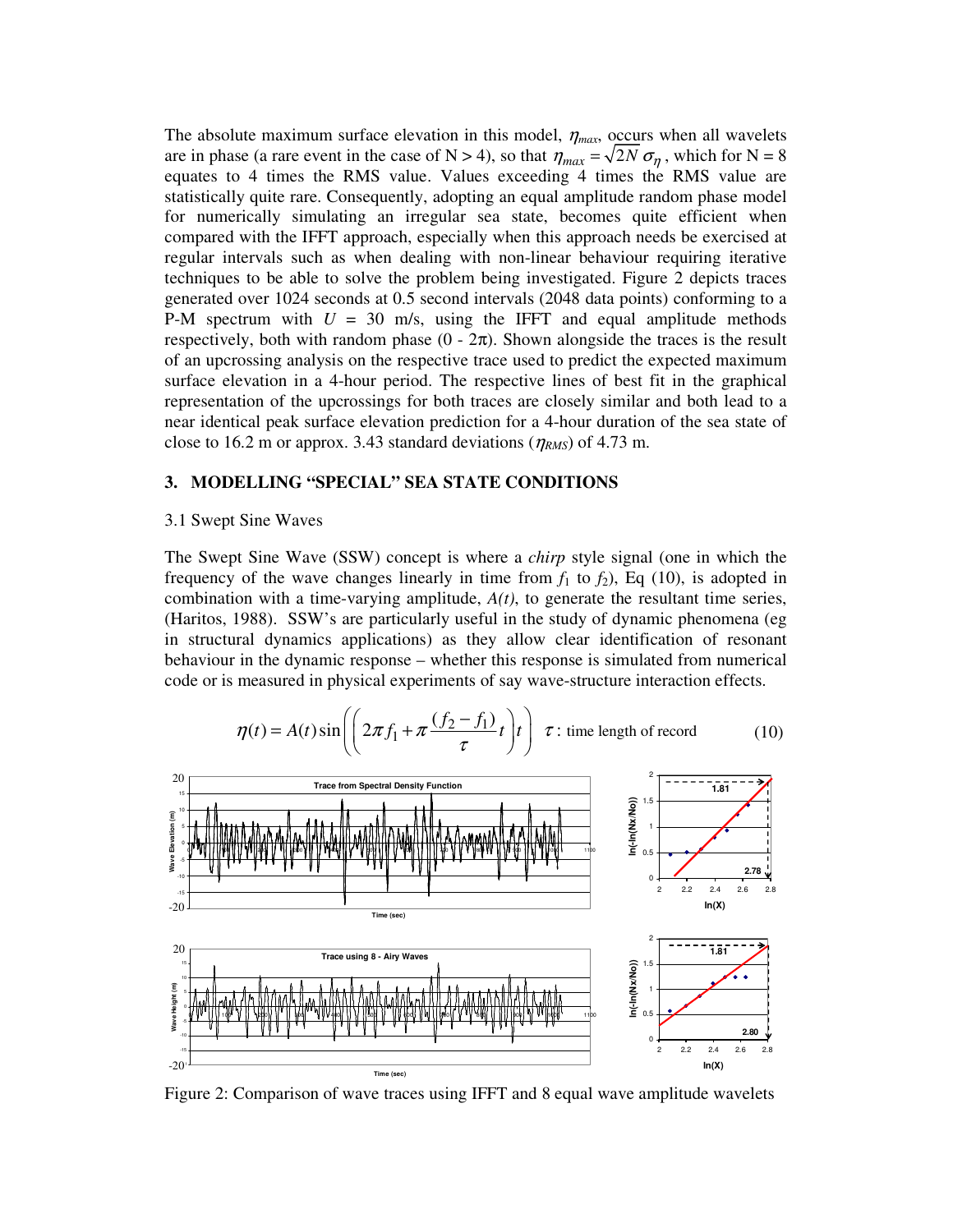The absolute maximum surface elevation in this model, $\eta_{max}$, occurs when all wavelets are in phase (a rare event in the case of N > 4), so that $\eta_{max} = \sqrt{2N}\,\sigma_\eta$, which for N = 8 equates to 4 times the RMS value. Values exceeding 4 times the RMS value are statistically quite rare. Consequently, adopting an equal amplitude random phase model for numerically simulating an irregular sea state, becomes quite efficient when compared with the IFFT approach, especially when this approach needs be exercised at regular intervals such as when dealing with non-linear behaviour requiring iterative techniques to be able to solve the problem being investigated. Figure 2 depicts traces generated over 1024 seconds at 0.5 second intervals (2048 data points) conforming to a P-M spectrum with $U$ = 30 m/s, using the IFFT and equal amplitude methods respectively, both with random phase (0 - 2π). Shown alongside the traces is the result of an upcrossing analysis on the respective trace used to predict the expected maximum surface elevation in a 4-hour period. The respective lines of best fit in the graphical representation of the upcrossings for both traces are closely similar and both lead to a near identical peak surface elevation prediction for a 4-hour duration of the sea state of close to 16.2 m or approx. 3.43 standard deviations ($\eta_{RMS}$) of 4.73 m.

## 3. MODELLING "SPECIAL" SEA STATE CONDITIONS

### 3.1 Swept Sine Waves

The Swept Sine Wave (SSW) concept is where a *chirp* style signal (one in which the frequency of the wave changes linearly in time from $f_1$ to $f_2$), Eq (10), is adopted in combination with a time-varying amplitude, $A(t)$, to generate the resultant time series, (Haritos, 1988). SSW's are particularly useful in the study of dynamic phenomena (eg in structural dynamics applications) as they allow clear identification of resonant behaviour in the dynamic response – whether this response is simulated from numerical code or is measured in physical experiments of say wave-structure interaction effects.

$$\eta(t) = A(t)\sin\left(\left(2\pi f_1 + \pi\frac{(f_2 - f_1)}{\tau}t\right)t\right) \quad \tau: \text{time length of record} \qquad (10)$$

Figure 2: Comparison of wave traces using IFFT and 8 equal wave amplitude wavelets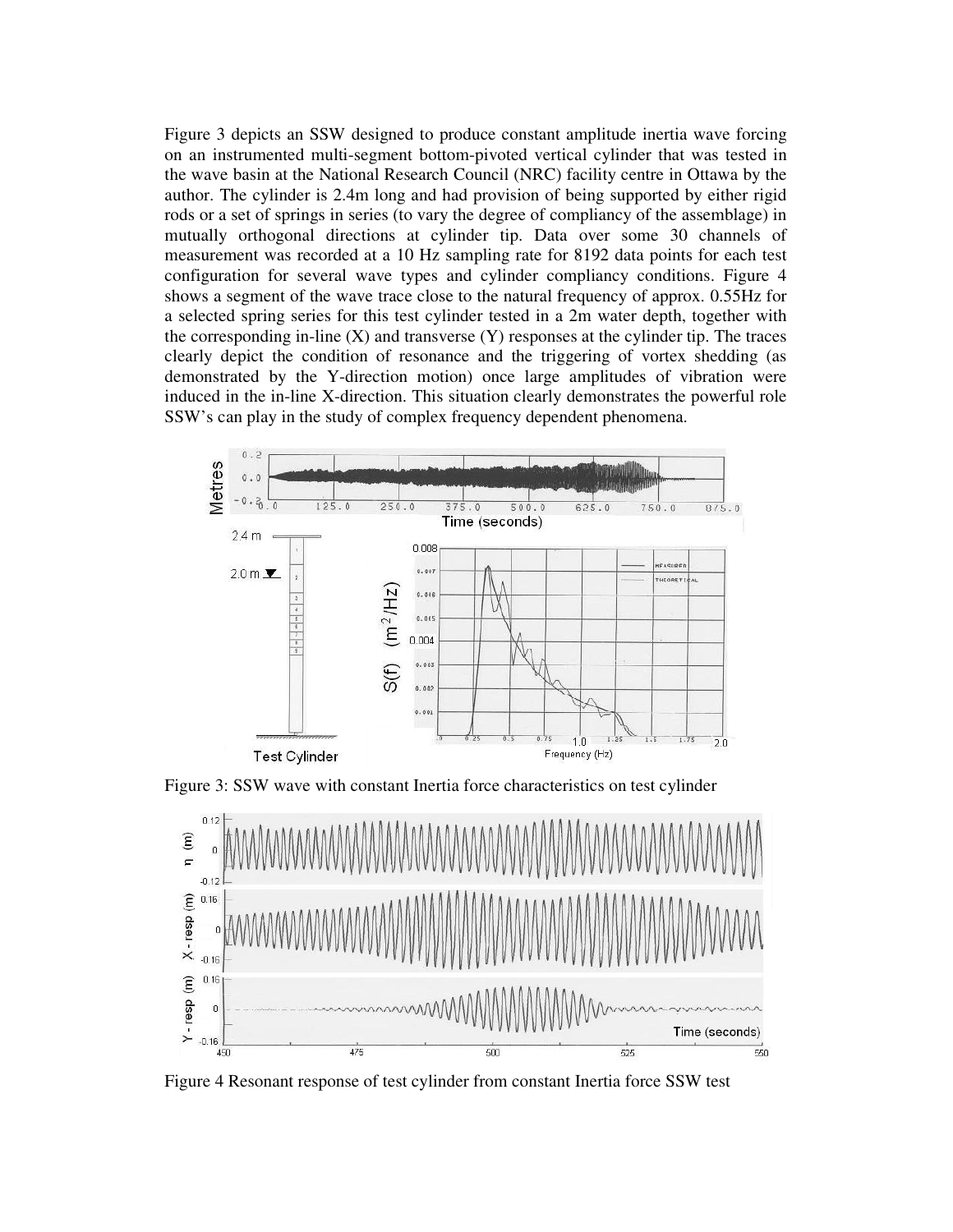Figure 3 depicts an SSW designed to produce constant amplitude inertia wave forcing on an instrumented multi-segment bottom-pivoted vertical cylinder that was tested in the wave basin at the National Research Council (NRC) facility centre in Ottawa by the author. The cylinder is 2.4m long and had provision of being supported by either rigid rods or a set of springs in series (to vary the degree of compliancy of the assemblage) in mutually orthogonal directions at cylinder tip. Data over some 30 channels of measurement was recorded at a 10 Hz sampling rate for 8192 data points for each test configuration for several wave types and cylinder compliancy conditions. Figure 4 shows a segment of the wave trace close to the natural frequency of approx. 0.55Hz for a selected spring series for this test cylinder tested in a 2m water depth, together with the corresponding in-line (X) and transverse (Y) responses at the cylinder tip. The traces clearly depict the condition of resonance and the triggering of vortex shedding (as demonstrated by the Y-direction motion) once large amplitudes of vibration were induced in the in-line X-direction. This situation clearly demonstrates the powerful role SSW's can play in the study of complex frequency dependent phenomena.

Figure 3: SSW wave with constant Inertia force characteristics on test cylinder

Figure 4 Resonant response of test cylinder from constant Inertia force SSW test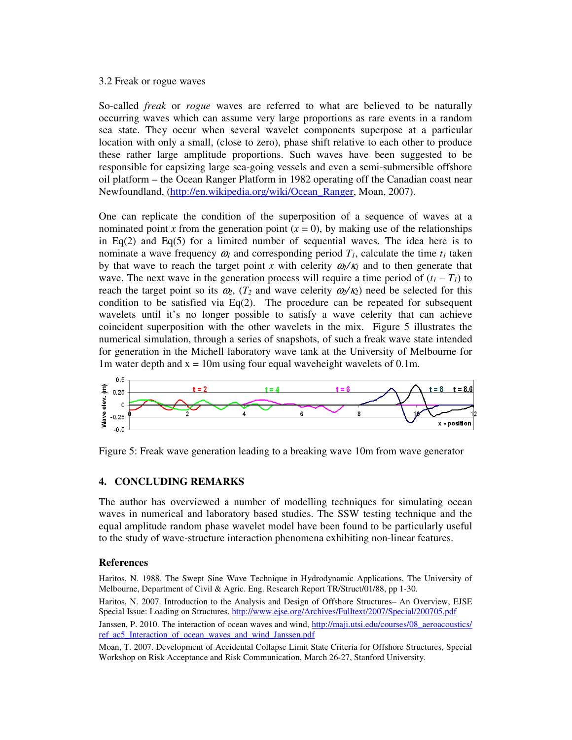3.2 Freak or rogue waves

So-called *freak* or *rogue* waves are referred to what are believed to be naturally occurring waves which can assume very large proportions as rare events in a random sea state. They occur when several wavelet components superpose at a particular location with only a small, (close to zero), phase shift relative to each other to produce these rather large amplitude proportions. Such waves have been suggested to be responsible for capsizing large sea-going vessels and even a semi-submersible offshore oil platform – the Ocean Ranger Platform in 1982 operating off the Canadian coast near Newfoundland, (http://en.wikipedia.org/wiki/Ocean_Ranger, Moan, 2007).

One can replicate the condition of the superposition of a sequence of waves at a nominated point $x$ from the generation point ($x = 0$), by making use of the relationships in Eq(2) and Eq(5) for a limited number of sequential waves. The idea here is to nominate a wave frequency $\omega_1$ and corresponding period $T_1$, calculate the time $t_1$ taken by that wave to reach the target point $x$ with celerity $\omega_1/\kappa_1$ and to then generate that wave. The next wave in the generation process will require a time period of $(t_1 - T_1)$ to reach the target point so its $\omega_2$, ($T_2$ and wave celerity $\omega_2/\kappa_2$) need be selected for this condition to be satisfied via Eq(2). The procedure can be repeated for subsequent wavelets until it's no longer possible to satisfy a wave celerity that can achieve coincident superposition with the other wavelets in the mix. Figure 5 illustrates the numerical simulation, through a series of snapshots, of such a freak wave state intended for generation in the Michell laboratory wave tank at the University of Melbourne for 1m water depth and x = 10m using four equal waveheight wavelets of 0.1m.

Wave elev. (m)
0.5
0.25
0
-0.25
-0.5
t = 2
t = 4
t = 6
t = 8
t = 8.6
0 2 4 6 8 10 12
x - position

Figure 5: Freak wave generation leading to a breaking wave 10m from wave generator

## 4. CONCLUDING REMARKS

The author has overviewed a number of modelling techniques for simulating ocean waves in numerical and laboratory based studies. The SSW testing technique and the equal amplitude random phase wavelet model have been found to be particularly useful to the study of wave-structure interaction phenomena exhibiting non-linear features.

### References

Haritos, N. 1988. The Swept Sine Wave Technique in Hydrodynamic Applications, The University of Melbourne, Department of Civil & Agric. Eng. Research Report TR/Struct/01/88, pp 1-30.

Haritos, N. 2007. Introduction to the Analysis and Design of Offshore Structures– An Overview, EJSE Special Issue: Loading on Structures, http://www.ejse.org/Archives/Fulltext/2007/Special/200705.pdf

Janssen, P. 2010. The interaction of ocean waves and wind, http://maji.utsi.edu/courses/08_aeroacoustics/ref_ac5_Interaction_of_ocean_waves_and_wind_Janssen.pdf

Moan, T. 2007. Development of Accidental Collapse Limit State Criteria for Offshore Structures, Special Workshop on Risk Acceptance and Risk Communication, March 26-27, Stanford University.